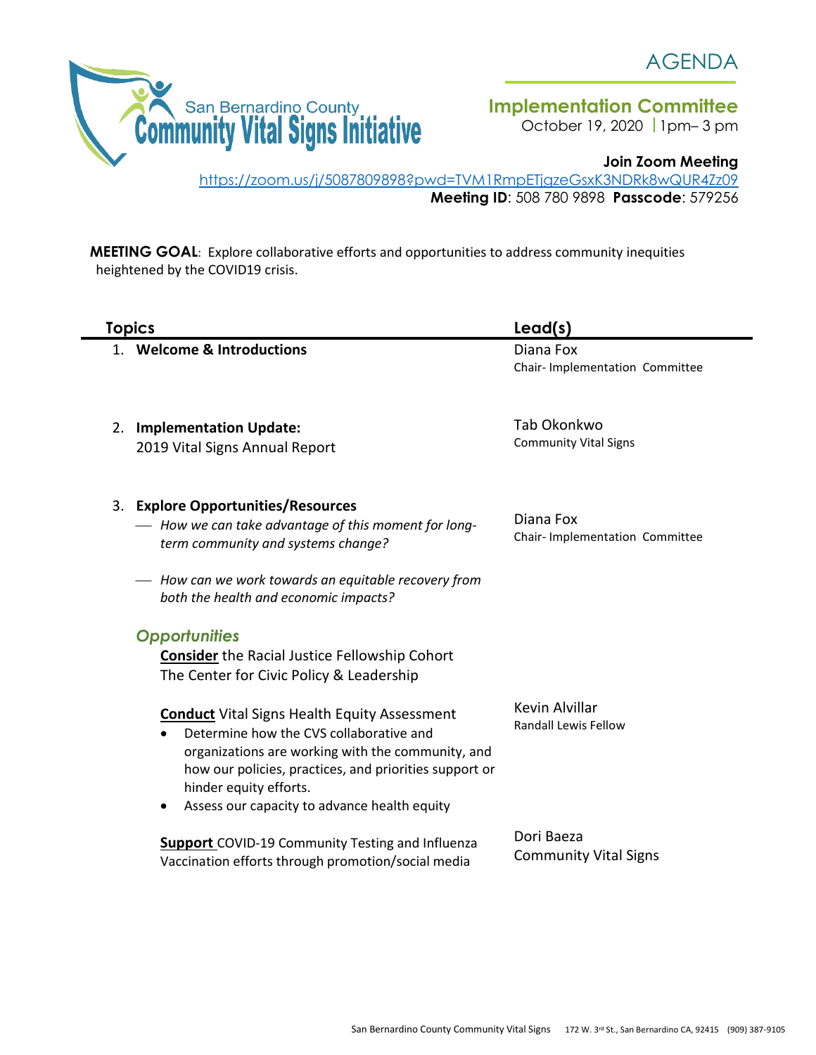San Bernardino County **Community Vital Signs Initiative**

# AGENDA

## Implementation Committee

October 19, 2020 | 1pm– 3 pm

**Join Zoom Meeting**
https://zoom.us/j/5087809898?pwd=TVM1RmpETjgzeGsxK3NDRk8wQUR4Zz09
**Meeting ID**: 508 780 9898 **Passcode**: 579256

**MEETING GOAL**: Explore collaborative efforts and opportunities to address community inequities heightened by the COVID19 crisis.

| Topics | Lead(s) |
|---|---|
| 1. **Welcome & Introductions** | Diana Fox<br>Chair- Implementation Committee |
| 2. **Implementation Update:**<br>2019 Vital Signs Annual Report | Tab Okonkwo<br>Community Vital Signs |
| 3. **Explore Opportunities/Resources**<br>— *How we can take advantage of this moment for long-term community and systems change?*<br>— *How can we work towards an equitable recovery from both the health and economic impacts?* | Diana Fox<br>Chair- Implementation Committee |
| ***Opportunities***<br>**Consider** the Racial Justice Fellowship Cohort<br>The Center for Civic Policy & Leadership | |
| **Conduct** Vital Signs Health Equity Assessment<br>• Determine how the CVS collaborative and organizations are working with the community, and how our policies, practices, and priorities support or hinder equity efforts.<br>• Assess our capacity to advance health equity | Kevin Alvillar<br>Randall Lewis Fellow |
| **Support** COVID-19 Community Testing and Influenza Vaccination efforts through promotion/social media | Dori Baeza<br>Community Vital Signs |

San Bernardino County Community Vital Signs 172 W. 3rd St., San Bernardino CA, 92415 (909) 387-9105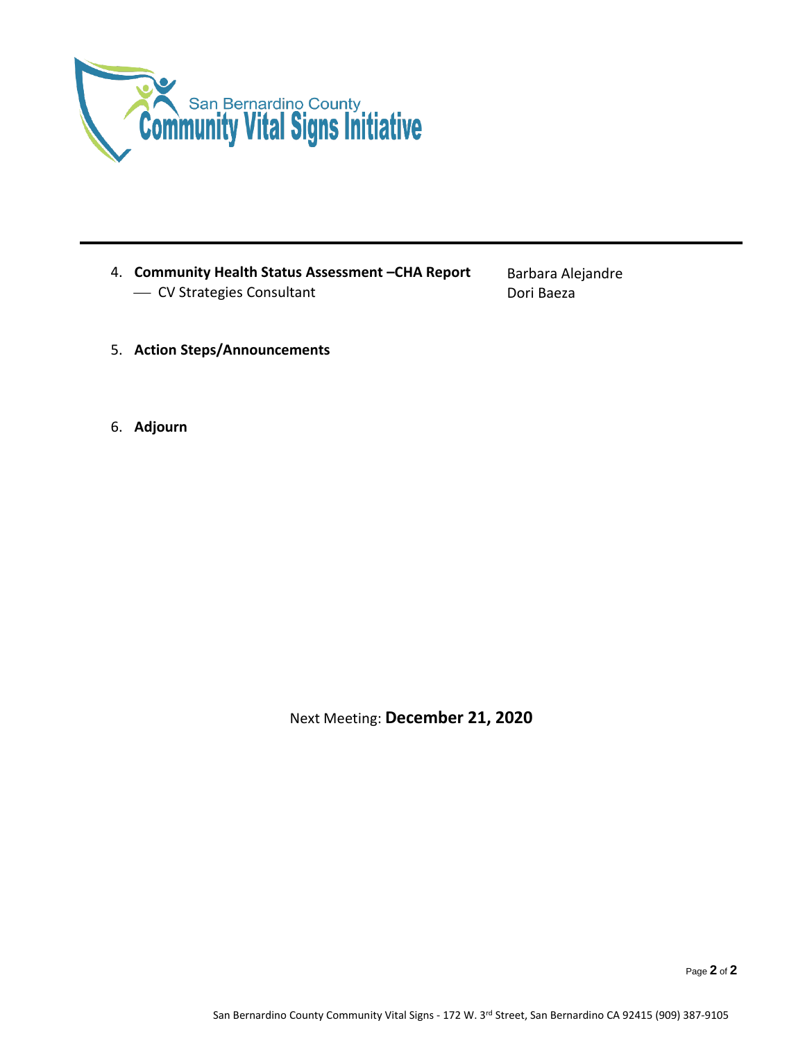4. **Community Health Status Assessment –CHA Report** — Barbara Alejandre, Dori Baeza
   - CV Strategies Consultant

5. **Action Steps/Announcements**

6. **Adjourn**

Next Meeting: **December 21, 2020**

San Bernardino County Community Vital Signs - 172 W. 3rd Street, San Bernardino CA 92415 (909) 387-9105